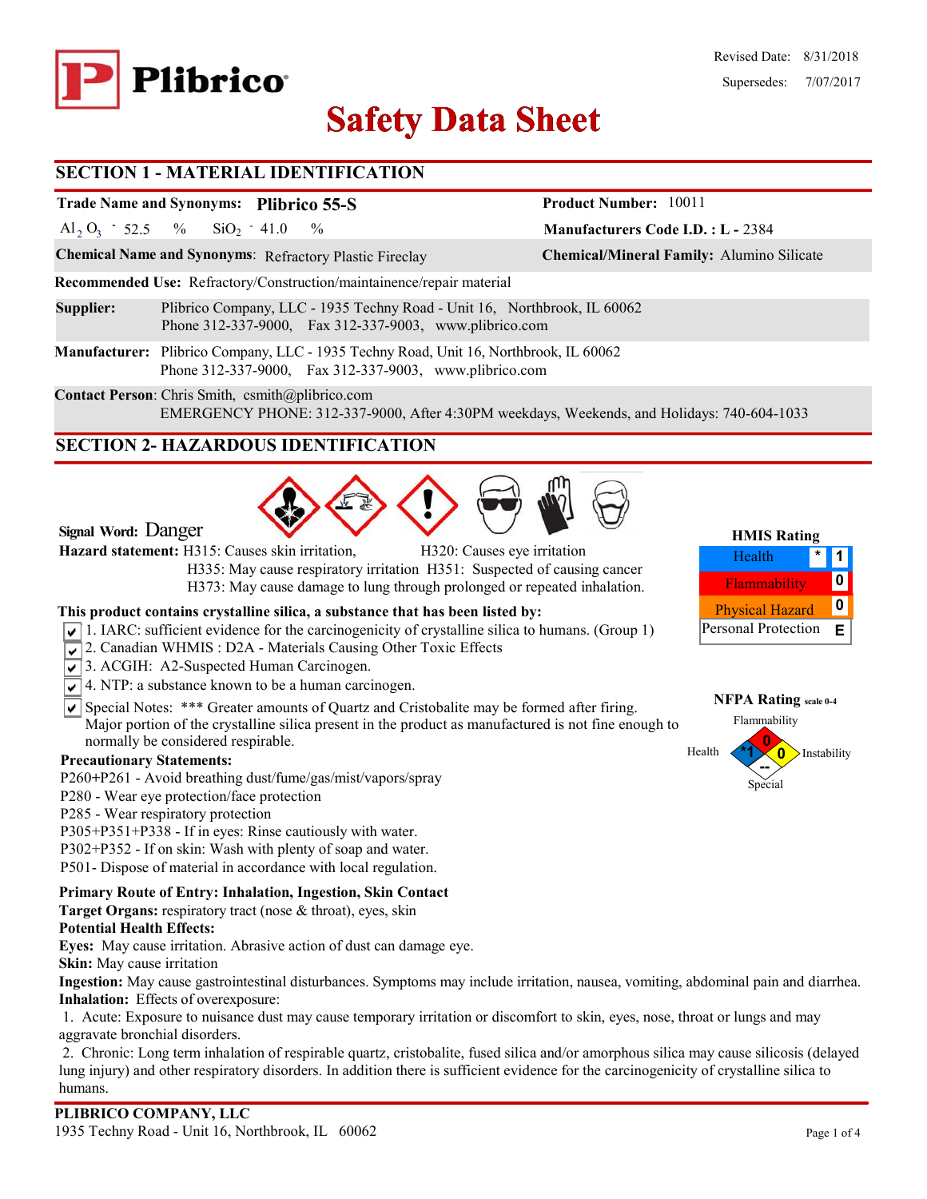Revised Date: 8/31/2018

Supersedes: 7/07/2017

# Plibrico Safety Data Sheet

## SECTION 1 - MATERIAL IDENTIFICATION

**Trade Name and Synonyms:** **Plibrico 55-S**

**Product Number:** 10011

$Al_2O_3$ - 52.5 % $SiO_2$ - 41.0 %

**Manufacturers Code I.D. : L -** 2384

**Chemical Name and Synonyms**: Refractory Plastic Fireclay

**Chemical/Mineral Family:** Alumino Silicate

**Recommended Use:** Refractory/Construction/maintainence/repair material

**Supplier:** Plibrico Company, LLC - 1935 Techny Road - Unit 16, Northbrook, IL 60062
Phone 312-337-9000, Fax 312-337-9003, www.plibrico.com

**Manufacturer:** Plibrico Company, LLC - 1935 Techny Road, Unit 16, Northbrook, IL 60062
Phone 312-337-9000, Fax 312-337-9003, www.plibrico.com

**Contact Person**: Chris Smith, csmith@plibrico.com
EMERGENCY PHONE: 312-337-9000, After 4:30PM weekdays, Weekends, and Holidays: 740-604-1033

## SECTION 2- HAZARDOUS IDENTIFICATION

**Signal Word:** Danger

**Hazard statement:** H315: Causes skin irritation, H320: Causes eye irritation
H335: May cause respiratory irritation H351: Suspected of causing cancer
H373: May cause damage to lung through prolonged or repeated inhalation.

**HMIS Rating**

| | | |
|---|---|---|
| Health | * | 1 |
| Flammability | | 0 |
| Physical Hazard | | 0 |
| Personal Protection | | E |

**NFPA Rating** scale 0-4

Flammability: 0
Health: *1
Instability: 0
Special: --

**This product contains crystalline silica, a substance that has been listed by:**

- ☑ 1. IARC: sufficient evidence for the carcinogenicity of crystalline silica to humans. (Group 1)
- ☑ 2. Canadian WHMIS : D2A - Materials Causing Other Toxic Effects
- ☑ 3. ACGIH: A2-Suspected Human Carcinogen.
- ☑ 4. NTP: a substance known to be a human carcinogen.
- ☑ Special Notes: *** Greater amounts of Quartz and Cristobalite may be formed after firing. Major portion of the crystalline silica present in the product as manufactured is not fine enough to normally be considered respirable.

**Precautionary Statements:**

P260+P261 - Avoid breathing dust/fume/gas/mist/vapors/spray
P280 - Wear eye protection/face protection
P285 - Wear respiratory protection
P305+P351+P338 - If in eyes: Rinse cautiously with water.
P302+P352 - If on skin: Wash with plenty of soap and water.
P501- Dispose of material in accordance with local regulation.

**Primary Route of Entry: Inhalation, Ingestion, Skin Contact**
**Target Organs:** respiratory tract (nose & throat), eyes, skin
**Potential Health Effects:**
**Eyes:** May cause irritation. Abrasive action of dust can damage eye.
**Skin:** May cause irritation
**Ingestion:** May cause gastrointestinal disturbances. Symptoms may include irritation, nausea, vomiting, abdominal pain and diarrhea.
**Inhalation:** Effects of overexposure:

1. Acute: Exposure to nuisance dust may cause temporary irritation or discomfort to skin, eyes, nose, throat or lungs and may aggravate bronchial disorders.
2. Chronic: Long term inhalation of respirable quartz, cristobalite, fused silica and/or amorphous silica may cause silicosis (delayed lung injury) and other respiratory disorders. In addition there is sufficient evidence for the carcinogenicity of crystalline silica to humans.

**PLIBRICO COMPANY, LLC**
1935 Techny Road - Unit 16, Northbrook, IL 60062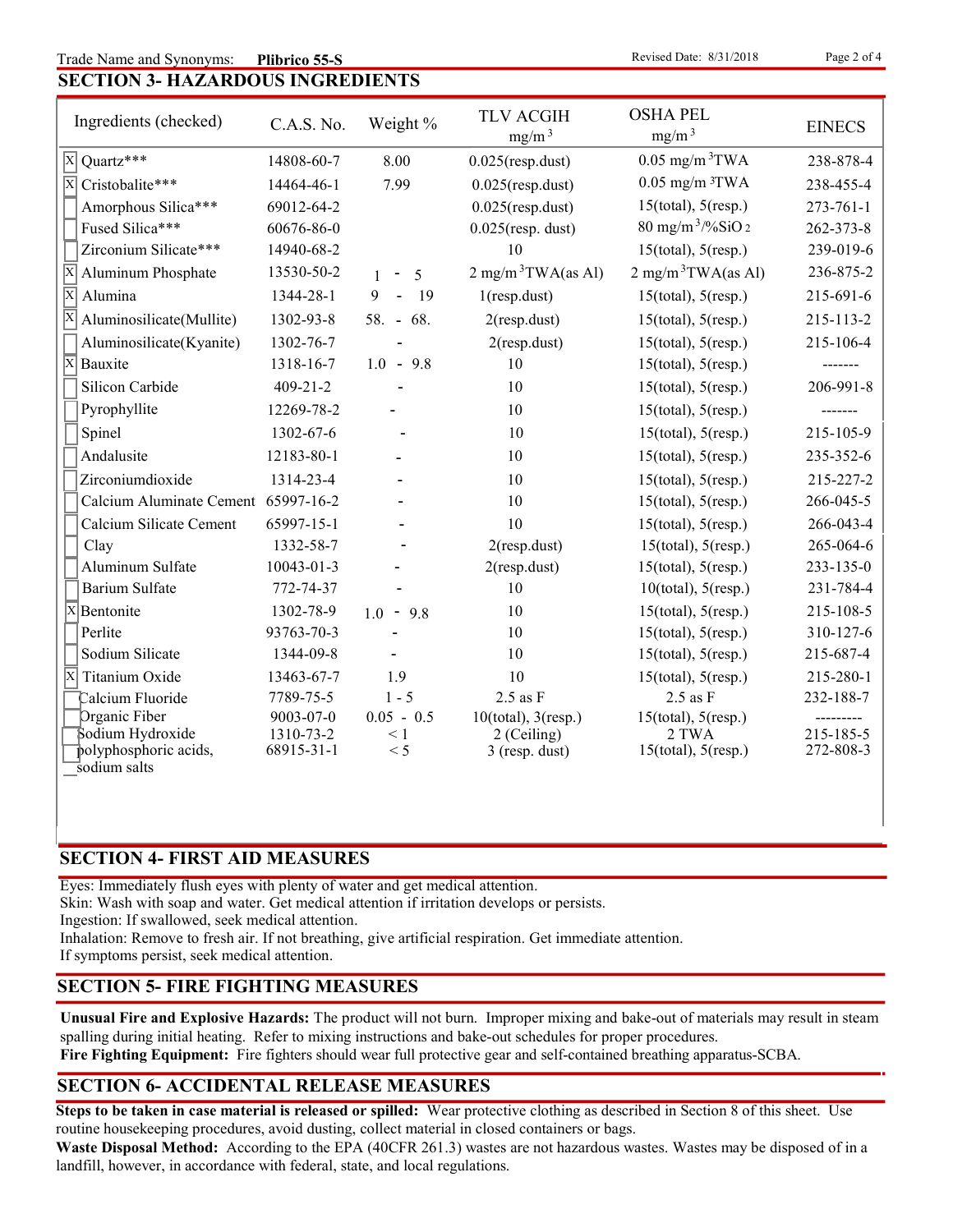Trade Name and Synonyms: **Plibrico 55-S**

## SECTION 3- HAZARDOUS INGREDIENTS

| Ingredients (checked) | C.A.S. No. | Weight % | TLV ACGIH $mg/m^3$ | OSHA PEL $mg/m^3$ | EINECS |
|---|---|---|---|---|---|
| [X] Quartz*** | 14808-60-7 | 8.00 | 0.025(resp.dust) | 0.05 $mg/m^3$TWA | 238-878-4 |
| [X] Cristobalite*** | 14464-46-1 | 7.99 | 0.025(resp.dust) | 0.05 $mg/m^3$TWA | 238-455-4 |
| [ ] Amorphous Silica*** | 69012-64-2 | | 0.025(resp.dust) | 15(total), 5(resp.) | 273-761-1 |
| [ ] Fused Silica*** | 60676-86-0 | | 0.025(resp. dust) | 80 $mg/m^3$/%$SiO_2$ | 262-373-8 |
| [ ] Zirconium Silicate*** | 14940-68-2 | | 10 | 15(total), 5(resp.) | 239-019-6 |
| [X] Aluminum Phosphate | 13530-50-2 | 1 - 5 | 2 $mg/m^3$TWA(as Al) | 2 $mg/m^3$TWA(as Al) | 236-875-2 |
| [X] Alumina | 1344-28-1 | 9 - 19 | 1(resp.dust) | 15(total), 5(resp.) | 215-691-6 |
| [X] Aluminosilicate(Mullite) | 1302-93-8 | 58. - 68. | 2(resp.dust) | 15(total), 5(resp.) | 215-113-2 |
| [ ] Aluminosilicate(Kyanite) | 1302-76-7 | - | 2(resp.dust) | 15(total), 5(resp.) | 215-106-4 |
| [X] Bauxite | 1318-16-7 | 1.0 - 9.8 | 10 | 15(total), 5(resp.) | ------- |
| [ ] Silicon Carbide | 409-21-2 | - | 10 | 15(total), 5(resp.) | 206-991-8 |
| [ ] Pyrophyllite | 12269-78-2 | - | 10 | 15(total), 5(resp.) | ------- |
| [ ] Spinel | 1302-67-6 | - | 10 | 15(total), 5(resp.) | 215-105-9 |
| [ ] Andalusite | 12183-80-1 | - | 10 | 15(total), 5(resp.) | 235-352-6 |
| [ ] Zirconiumdioxide | 1314-23-4 | - | 10 | 15(total), 5(resp.) | 215-227-2 |
| [ ] Calcium Aluminate Cement | 65997-16-2 | - | 10 | 15(total), 5(resp.) | 266-045-5 |
| [ ] Calcium Silicate Cement | 65997-15-1 | - | 10 | 15(total), 5(resp.) | 266-043-4 |
| [ ] Clay | 1332-58-7 | - | 2(resp.dust) | 15(total), 5(resp.) | 265-064-6 |
| [ ] Aluminum Sulfate | 10043-01-3 | - | 2(resp.dust) | 15(total), 5(resp.) | 233-135-0 |
| [ ] Barium Sulfate | 772-74-37 | - | 10 | 10(total), 5(resp.) | 231-784-4 |
| [X] Bentonite | 1302-78-9 | 1.0 - 9.8 | 10 | 15(total), 5(resp.) | 215-108-5 |
| [ ] Perlite | 93763-70-3 | - | 10 | 15(total), 5(resp.) | 310-127-6 |
| [ ] Sodium Silicate | 1344-09-8 | - | 10 | 15(total), 5(resp.) | 215-687-4 |
| [X] Titanium Oxide | 13463-67-7 | 1.9 | 10 | 15(total), 5(resp.) | 215-280-1 |
| [ ] Calcium Fluoride | 7789-75-5 | 1 - 5 | 2.5 as F | 2.5 as F | 232-188-7 |
| [ ] Organic Fiber | 9003-07-0 | 0.05 - 0.5 | 10(total), 3(resp.) | 15(total), 5(resp.) | --------- |
| [ ] Sodium Hydroxide | 1310-73-2 | < 1 | 2 (Ceiling) | 2 TWA | 215-185-5 |
| [ ] polyphosphoric acids, sodium salts | 68915-31-1 | < 5 | 3 (resp. dust) | 15(total), 5(resp.) | 272-808-3 |

## SECTION 4- FIRST AID MEASURES

Eyes: Immediately flush eyes with plenty of water and get medical attention.
Skin: Wash with soap and water. Get medical attention if irritation develops or persists.
Ingestion: If swallowed, seek medical attention.
Inhalation: Remove to fresh air. If not breathing, give artificial respiration. Get immediate attention.
If symptoms persist, seek medical attention.

## SECTION 5- FIRE FIGHTING MEASURES

**Unusual Fire and Explosive Hazards:** The product will not burn. Improper mixing and bake-out of materials may result in steam spalling during initial heating. Refer to mixing instructions and bake-out schedules for proper procedures.
**Fire Fighting Equipment:** Fire fighters should wear full protective gear and self-contained breathing apparatus-SCBA.

## SECTION 6- ACCIDENTAL RELEASE MEASURES

**Steps to be taken in case material is released or spilled:** Wear protective clothing as described in Section 8 of this sheet. Use routine housekeeping procedures, avoid dusting, collect material in closed containers or bags.
**Waste Disposal Method:** According to the EPA (40CFR 261.3) wastes are not hazardous wastes. Wastes may be disposed of in a landfill, however, in accordance with federal, state, and local regulations.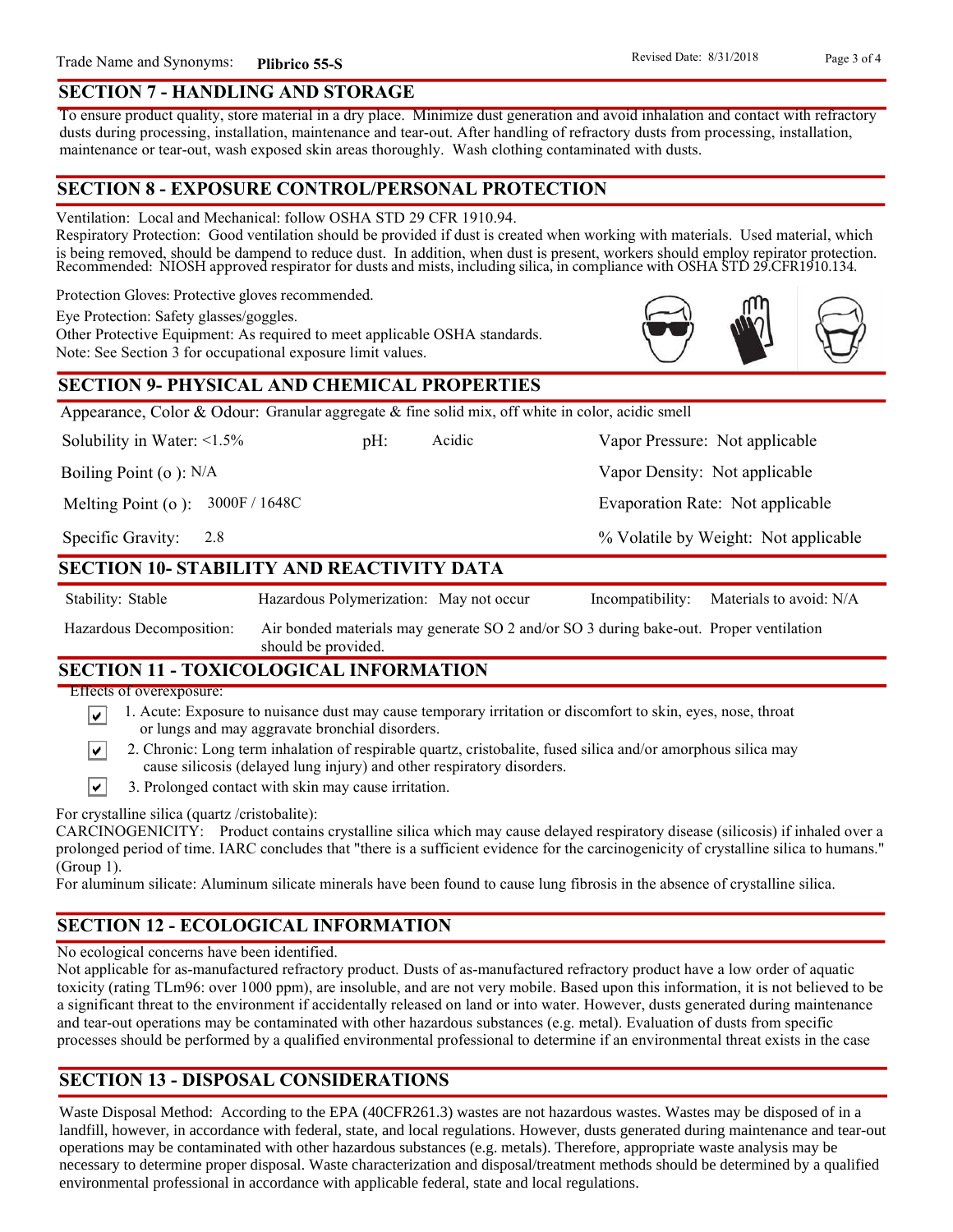Trade Name and Synonyms: **Plibrico 55-S**

Revised Date: 8/31/2018

## SECTION 7 - HANDLING AND STORAGE

To ensure product quality, store material in a dry place. Minimize dust generation and avoid inhalation and contact with refractory dusts during processing, installation, maintenance and tear-out. After handling of refractory dusts from processing, installation, maintenance or tear-out, wash exposed skin areas thoroughly. Wash clothing contaminated with dusts.

## SECTION 8 - EXPOSURE CONTROL/PERSONAL PROTECTION

Ventilation: Local and Mechanical: follow OSHA STD 29 CFR 1910.94.
Respiratory Protection: Good ventilation should be provided if dust is created when working with materials. Used material, which is being removed, should be dampend to reduce dust. In addition, when dust is present, workers should employ repirator protection. Recommended: NIOSH approved respirator for dusts and mists, including silica, in compliance with OSHA STD 29.CFR1910.134.

Protection Gloves: Protective gloves recommended.

Eye Protection: Safety glasses/goggles.

Other Protective Equipment: As required to meet applicable OSHA standards.

Note: See Section 3 for occupational exposure limit values.

## SECTION 9- PHYSICAL AND CHEMICAL PROPERTIES

Appearance, Color & Odour: Granular aggregate & fine solid mix, off white in color, acidic smell

| | | |
|---|---|---|
| Solubility in Water: <1.5% | pH: Acidic | Vapor Pressure: Not applicable |
| Boiling Point (o ): N/A | | Vapor Density: Not applicable |
| Melting Point (o ): 3000F / 1648C | | Evaporation Rate: Not applicable |
| Specific Gravity: 2.8 | | % Volatile by Weight: Not applicable |

## SECTION 10- STABILITY AND REACTIVITY DATA

Stability: Stable

Hazardous Polymerization: May not occur

Incompatibility: Materials to avoid: N/A

Hazardous Decomposition: Air bonded materials may generate SO 2 and/or SO 3 during bake-out. Proper ventilation should be provided.

## SECTION 11 - TOXICOLOGICAL INFORMATION

Effects of overexposure:

- ☑ 1. Acute: Exposure to nuisance dust may cause temporary irritation or discomfort to skin, eyes, nose, throat or lungs and may aggravate bronchial disorders.
- ☑ 2. Chronic: Long term inhalation of respirable quartz, cristobalite, fused silica and/or amorphous silica may cause silicosis (delayed lung injury) and other respiratory disorders.
- ☑ 3. Prolonged contact with skin may cause irritation.

For crystalline silica (quartz /cristobalite):
CARCINOGENICITY: Product contains crystalline silica which may cause delayed respiratory disease (silicosis) if inhaled over a prolonged period of time. IARC concludes that "there is a sufficient evidence for the carcinogenicity of crystalline silica to humans." (Group 1).
For aluminum silicate: Aluminum silicate minerals have been found to cause lung fibrosis in the absence of crystalline silica.

## SECTION 12 - ECOLOGICAL INFORMATION

No ecological concerns have been identified.
Not applicable for as-manufactured refractory product. Dusts of as-manufactured refractory product have a low order of aquatic toxicity (rating TLm96: over 1000 ppm), are insoluble, and are not very mobile. Based upon this information, it is not believed to be a significant threat to the environment if accidentally released on land or into water. However, dusts generated during maintenance and tear-out operations may be contaminated with other hazardous substances (e.g. metal). Evaluation of dusts from specific processes should be performed by a qualified environmental professional to determine if an environmental threat exists in the case

## SECTION 13 - DISPOSAL CONSIDERATIONS

Waste Disposal Method: According to the EPA (40CFR261.3) wastes are not hazardous wastes. Wastes may be disposed of in a landfill, however, in accordance with federal, state, and local regulations. However, dusts generated during maintenance and tear-out operations may be contaminated with other hazardous substances (e.g. metals). Therefore, appropriate waste analysis may be necessary to determine proper disposal. Waste characterization and disposal/treatment methods should be determined by a qualified environmental professional in accordance with applicable federal, state and local regulations.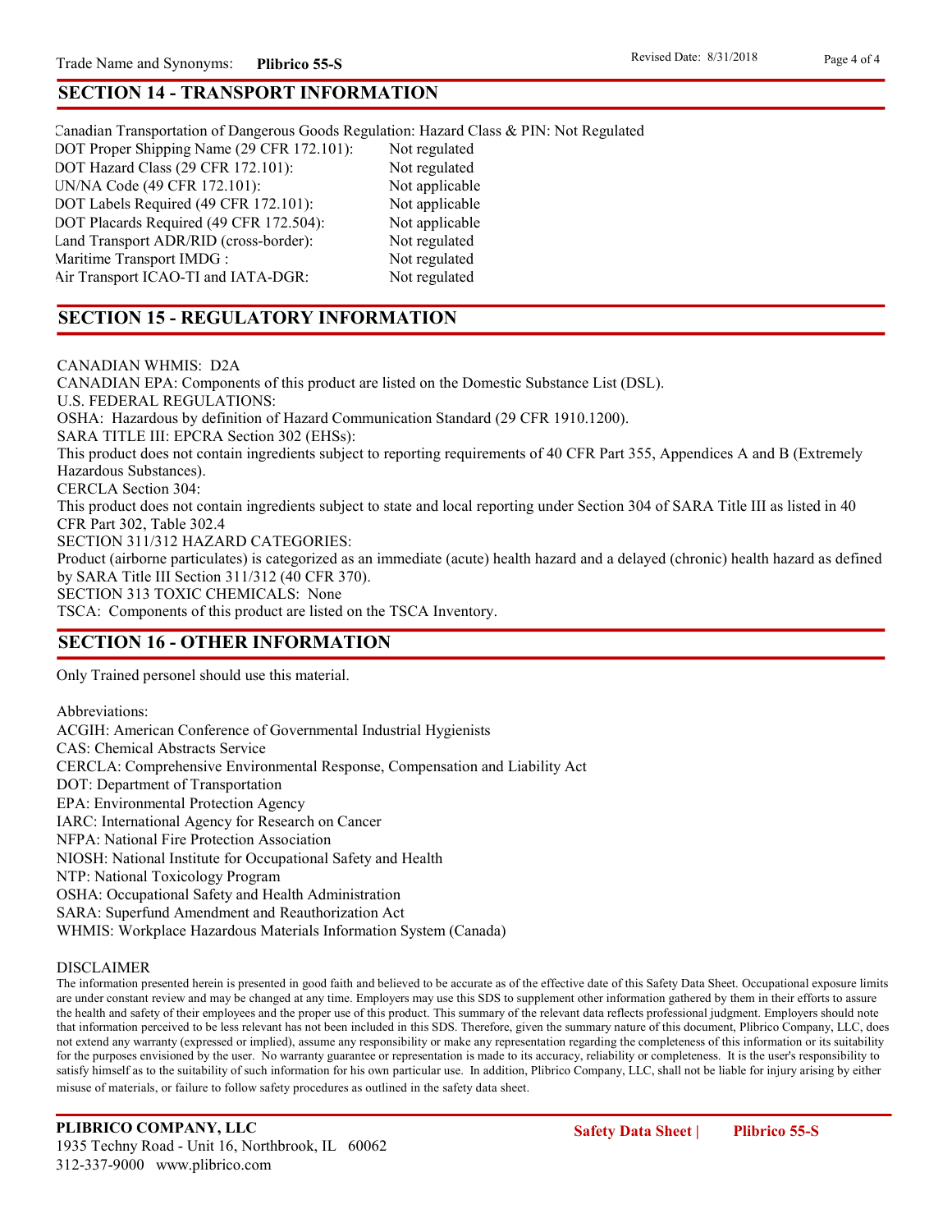## SECTION 14 - TRANSPORT INFORMATION

Canadian Transportation of Dangerous Goods Regulation: Hazard Class & PIN: Not Regulated

| | |
|---|---|
| DOT Proper Shipping Name (29 CFR 172.101): | Not regulated |
| DOT Hazard Class (29 CFR 172.101): | Not regulated |
| UN/NA Code (49 CFR 172.101): | Not applicable |
| DOT Labels Required (49 CFR 172.101): | Not applicable |
| DOT Placards Required (49 CFR 172.504): | Not applicable |
| Land Transport ADR/RID (cross-border): | Not regulated |
| Maritime Transport IMDG : | Not regulated |
| Air Transport ICAO-TI and IATA-DGR: | Not regulated |

## SECTION 15 - REGULATORY INFORMATION

CANADIAN WHMIS: D2A

CANADIAN EPA: Components of this product are listed on the Domestic Substance List (DSL).

U.S. FEDERAL REGULATIONS:

OSHA: Hazardous by definition of Hazard Communication Standard (29 CFR 1910.1200).

SARA TITLE III: EPCRA Section 302 (EHSs):

This product does not contain ingredients subject to reporting requirements of 40 CFR Part 355, Appendices A and B (Extremely Hazardous Substances).

CERCLA Section 304:

This product does not contain ingredients subject to state and local reporting under Section 304 of SARA Title III as listed in 40 CFR Part 302, Table 302.4

SECTION 311/312 HAZARD CATEGORIES:

Product (airborne particulates) is categorized as an immediate (acute) health hazard and a delayed (chronic) health hazard as defined by SARA Title III Section 311/312 (40 CFR 370).

SECTION 313 TOXIC CHEMICALS: None

TSCA: Components of this product are listed on the TSCA Inventory.

## SECTION 16 - OTHER INFORMATION

Only Trained personel should use this material.

Abbreviations:

ACGIH: American Conference of Governmental Industrial Hygienists
CAS: Chemical Abstracts Service
CERCLA: Comprehensive Environmental Response, Compensation and Liability Act
DOT: Department of Transportation
EPA: Environmental Protection Agency
IARC: International Agency for Research on Cancer
NFPA: National Fire Protection Association
NIOSH: National Institute for Occupational Safety and Health
NTP: National Toxicology Program
OSHA: Occupational Safety and Health Administration
SARA: Superfund Amendment and Reauthorization Act
WHMIS: Workplace Hazardous Materials Information System (Canada)

DISCLAIMER

The information presented herein is presented in good faith and believed to be accurate as of the effective date of this Safety Data Sheet. Occupational exposure limits are under constant review and may be changed at any time. Employers may use this SDS to supplement other information gathered by them in their efforts to assure the health and safety of their employees and the proper use of this product. This summary of the relevant data reflects professional judgment. Employers should note that information perceived to be less relevant has not been included in this SDS. Therefore, given the summary nature of this document, Plibrico Company, LLC, does not extend any warranty (expressed or implied), assume any responsibility or make any representation regarding the completeness of this information or its suitability for the purposes envisioned by the user. No warranty guarantee or representation is made to its accuracy, reliability or completeness. It is the user's responsibility to satisfy himself as to the suitability of such information for his own particular use. In addition, Plibrico Company, LLC, shall not be liable for injury arising by either misuse of materials, or failure to follow safety procedures as outlined in the safety data sheet.